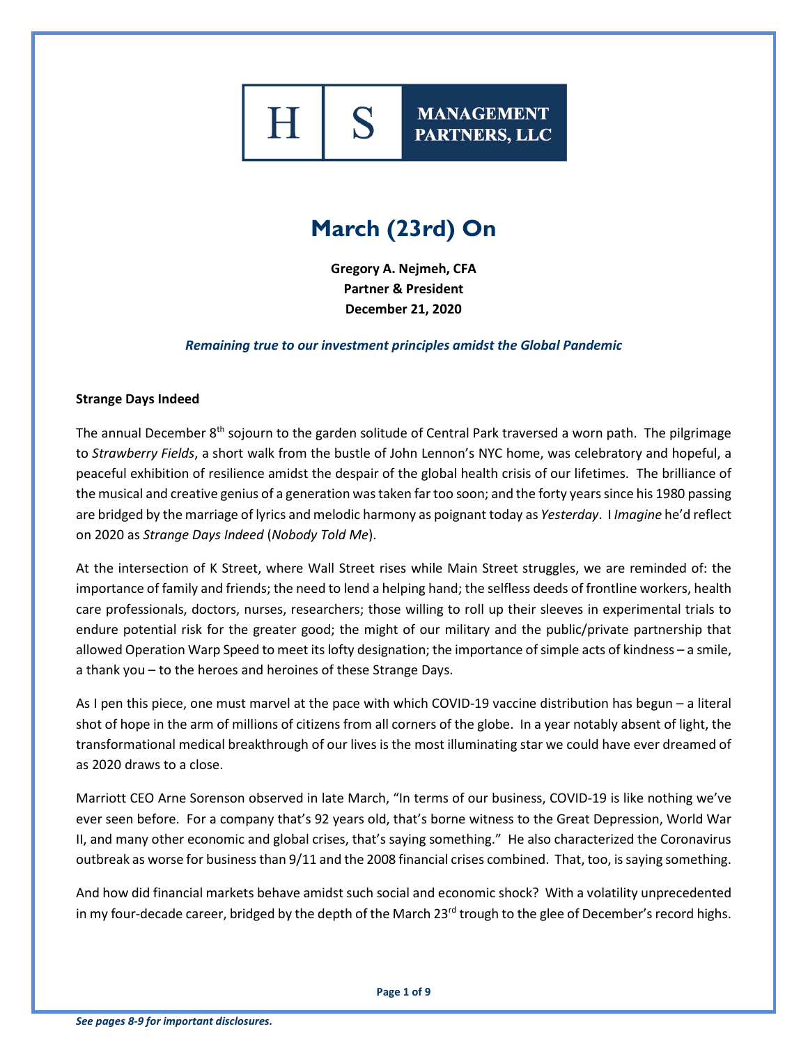HS MANAGEMENT PARTNERS, LLC

# March (23rd) On

**Gregory A. Nejmeh, CFA**
**Partner & President**
**December 21, 2020**

***Remaining true to our investment principles amidst the Global Pandemic***

### Strange Days Indeed

The annual December 8th sojourn to the garden solitude of Central Park traversed a worn path. The pilgrimage to *Strawberry Fields*, a short walk from the bustle of John Lennon's NYC home, was celebratory and hopeful, a peaceful exhibition of resilience amidst the despair of the global health crisis of our lifetimes. The brilliance of the musical and creative genius of a generation was taken far too soon; and the forty years since his 1980 passing are bridged by the marriage of lyrics and melodic harmony as poignant today as *Yesterday*. I *Imagine* he'd reflect on 2020 as *Strange Days Indeed* (*Nobody Told Me*).

At the intersection of K Street, where Wall Street rises while Main Street struggles, we are reminded of: the importance of family and friends; the need to lend a helping hand; the selfless deeds of frontline workers, health care professionals, doctors, nurses, researchers; those willing to roll up their sleeves in experimental trials to endure potential risk for the greater good; the might of our military and the public/private partnership that allowed Operation Warp Speed to meet its lofty designation; the importance of simple acts of kindness – a smile, a thank you – to the heroes and heroines of these Strange Days.

As I pen this piece, one must marvel at the pace with which COVID-19 vaccine distribution has begun – a literal shot of hope in the arm of millions of citizens from all corners of the globe. In a year notably absent of light, the transformational medical breakthrough of our lives is the most illuminating star we could have ever dreamed of as 2020 draws to a close.

Marriott CEO Arne Sorenson observed in late March, "In terms of our business, COVID-19 is like nothing we've ever seen before. For a company that's 92 years old, that's borne witness to the Great Depression, World War II, and many other economic and global crises, that's saying something." He also characterized the Coronavirus outbreak as worse for business than 9/11 and the 2008 financial crises combined. That, too, is saying something.

And how did financial markets behave amidst such social and economic shock? With a volatility unprecedented in my four-decade career, bridged by the depth of the March 23rd trough to the glee of December's record highs.

*See pages 8-9 for important disclosures.*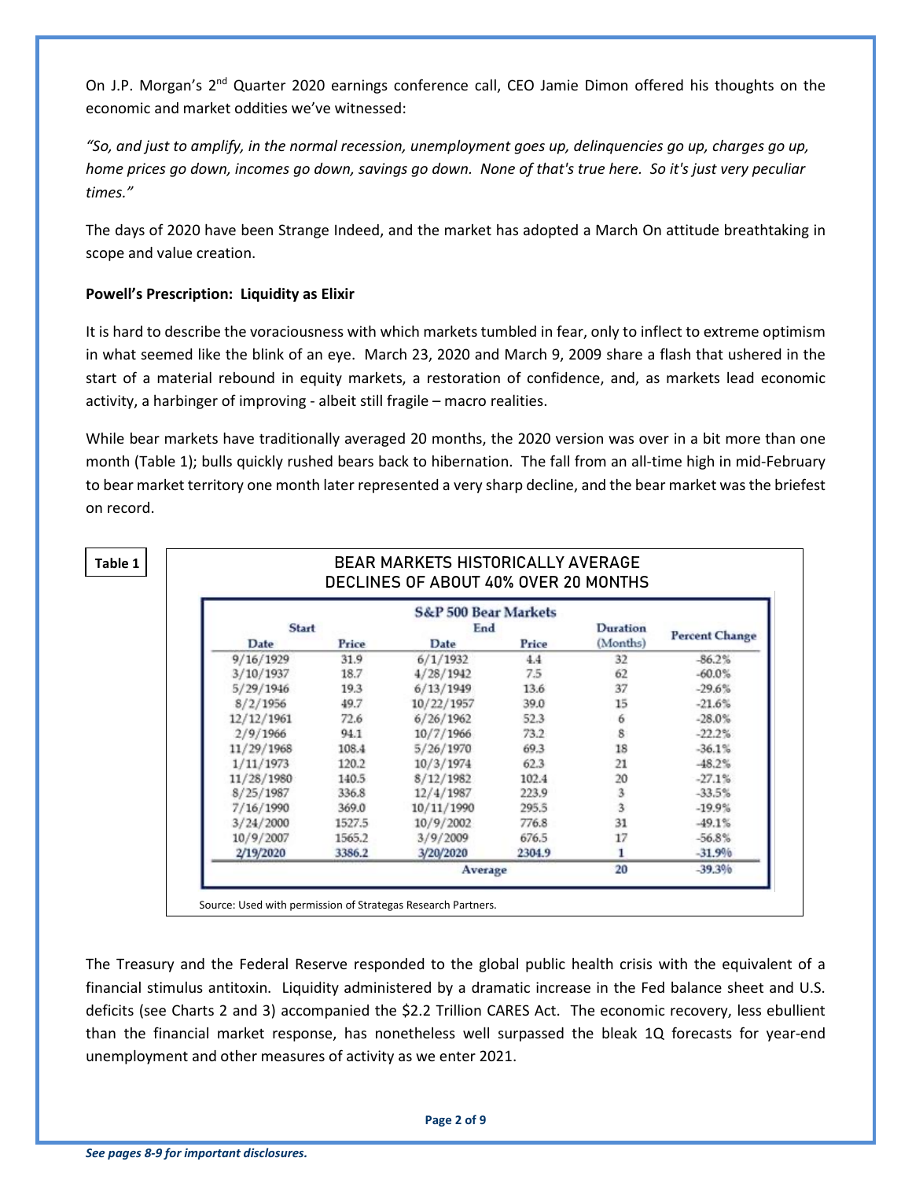On J.P. Morgan's 2nd Quarter 2020 earnings conference call, CEO Jamie Dimon offered his thoughts on the economic and market oddities we've witnessed:

*"So, and just to amplify, in the normal recession, unemployment goes up, delinquencies go up, charges go up, home prices go down, incomes go down, savings go down. None of that's true here. So it's just very peculiar times."*

The days of 2020 have been Strange Indeed, and the market has adopted a March On attitude breathtaking in scope and value creation.

**Powell's Prescription: Liquidity as Elixir**

It is hard to describe the voraciousness with which markets tumbled in fear, only to inflect to extreme optimism in what seemed like the blink of an eye. March 23, 2020 and March 9, 2009 share a flash that ushered in the start of a material rebound in equity markets, a restoration of confidence, and, as markets lead economic activity, a harbinger of improving - albeit still fragile – macro realities.

While bear markets have traditionally averaged 20 months, the 2020 version was over in a bit more than one month (Table 1); bulls quickly rushed bears back to hibernation. The fall from an all-time high in mid-February to bear market territory one month later represented a very sharp decline, and the bear market was the briefest on record.

**Table 1**

BEAR MARKETS HISTORICALLY AVERAGE DECLINES OF ABOUT 40% OVER 20 MONTHS

S&P 500 Bear Markets

| Start | | End | | Duration | Percent Change |
|---|---|---|---|---|---|
| Date | Price | Date | Price | (Months) | |
| 9/16/1929 | 31.9 | 6/1/1932 | 4.4 | 32 | -86.2% |
| 3/10/1937 | 18.7 | 4/28/1942 | 7.5 | 62 | -60.0% |
| 5/29/1946 | 19.3 | 6/13/1949 | 13.6 | 37 | -29.6% |
| 8/2/1956 | 49.7 | 10/22/1957 | 39.0 | 15 | -21.6% |
| 12/12/1961 | 72.6 | 6/26/1962 | 52.3 | 6 | -28.0% |
| 2/9/1966 | 94.1 | 10/7/1966 | 73.2 | 8 | -22.2% |
| 11/29/1968 | 108.4 | 5/26/1970 | 69.3 | 18 | -36.1% |
| 1/11/1973 | 120.2 | 10/3/1974 | 62.3 | 21 | -48.2% |
| 11/28/1980 | 140.5 | 8/12/1982 | 102.4 | 20 | -27.1% |
| 8/25/1987 | 336.8 | 12/4/1987 | 223.9 | 3 | -33.5% |
| 7/16/1990 | 369.0 | 10/11/1990 | 295.5 | 3 | -19.9% |
| 3/24/2000 | 1527.5 | 10/9/2002 | 776.8 | 31 | -49.1% |
| 10/9/2007 | 1565.2 | 3/9/2009 | 676.5 | 17 | -56.8% |
| 2/19/2020 | 3386.2 | 3/20/2020 | 2304.9 | 1 | -31.9% |
| | | Average | | 20 | -39.3% |

Source: Used with permission of Strategas Research Partners.

The Treasury and the Federal Reserve responded to the global public health crisis with the equivalent of a financial stimulus antitoxin. Liquidity administered by a dramatic increase in the Fed balance sheet and U.S. deficits (see Charts 2 and 3) accompanied the $2.2 Trillion CARES Act. The economic recovery, less ebullient than the financial market response, has nonetheless well surpassed the bleak 1Q forecasts for year-end unemployment and other measures of activity as we enter 2021.

*See pages 8-9 for important disclosures.*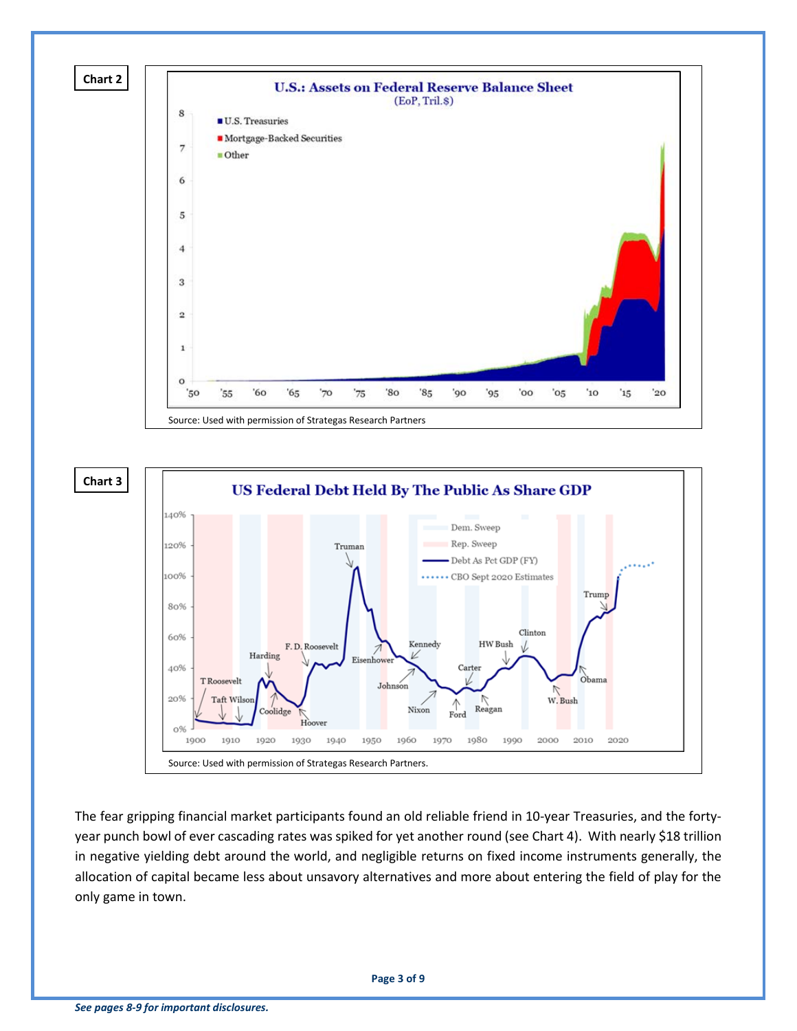**Chart 2**

**U.S.: Assets on Federal Reserve Balance Sheet**
(EoP, Tril.$)

Source: Used with permission of Strategas Research Partners

**Chart 3**

**US Federal Debt Held By The Public As Share GDP**

Source: Used with permission of Strategas Research Partners.

The fear gripping financial market participants found an old reliable friend in 10-year Treasuries, and the forty-year punch bowl of ever cascading rates was spiked for yet another round (see Chart 4). With nearly $18 trillion in negative yielding debt around the world, and negligible returns on fixed income instruments generally, the allocation of capital became less about unsavory alternatives and more about entering the field of play for the only game in town.

*See pages 8-9 for important disclosures.*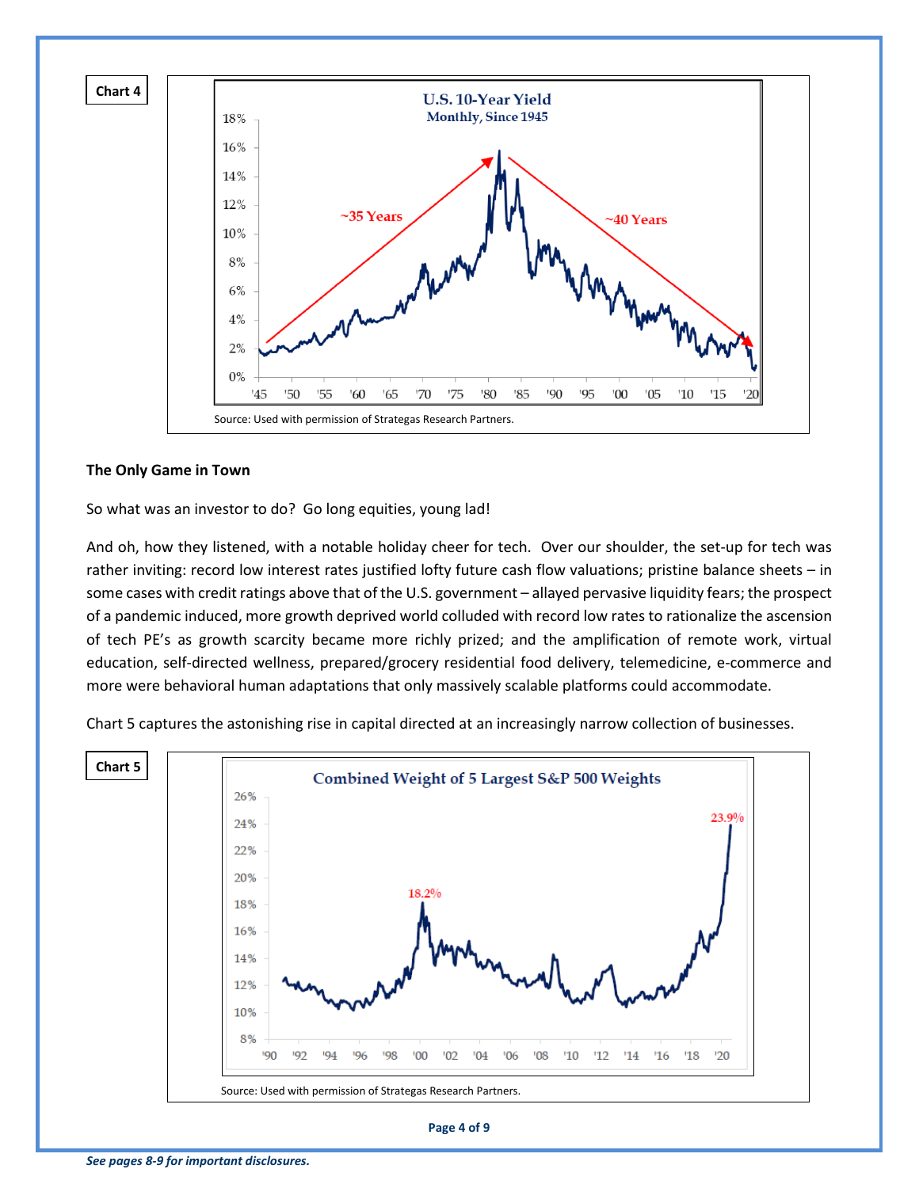**Chart 4**

U.S. 10-Year Yield
Monthly, Since 1945

Source: Used with permission of Strategas Research Partners.

**The Only Game in Town**

So what was an investor to do? Go long equities, young lad!

And oh, how they listened, with a notable holiday cheer for tech. Over our shoulder, the set-up for tech was rather inviting: record low interest rates justified lofty future cash flow valuations; pristine balance sheets – in some cases with credit ratings above that of the U.S. government – allayed pervasive liquidity fears; the prospect of a pandemic induced, more growth deprived world colluded with record low rates to rationalize the ascension of tech PE's as growth scarcity became more richly prized; and the amplification of remote work, virtual education, self-directed wellness, prepared/grocery residential food delivery, telemedicine, e-commerce and more were behavioral human adaptations that only massively scalable platforms could accommodate.

Chart 5 captures the astonishing rise in capital directed at an increasingly narrow collection of businesses.

**Chart 5**

Combined Weight of 5 Largest S&P 500 Weights

Source: Used with permission of Strategas Research Partners.

*See pages 8-9 for important disclosures.*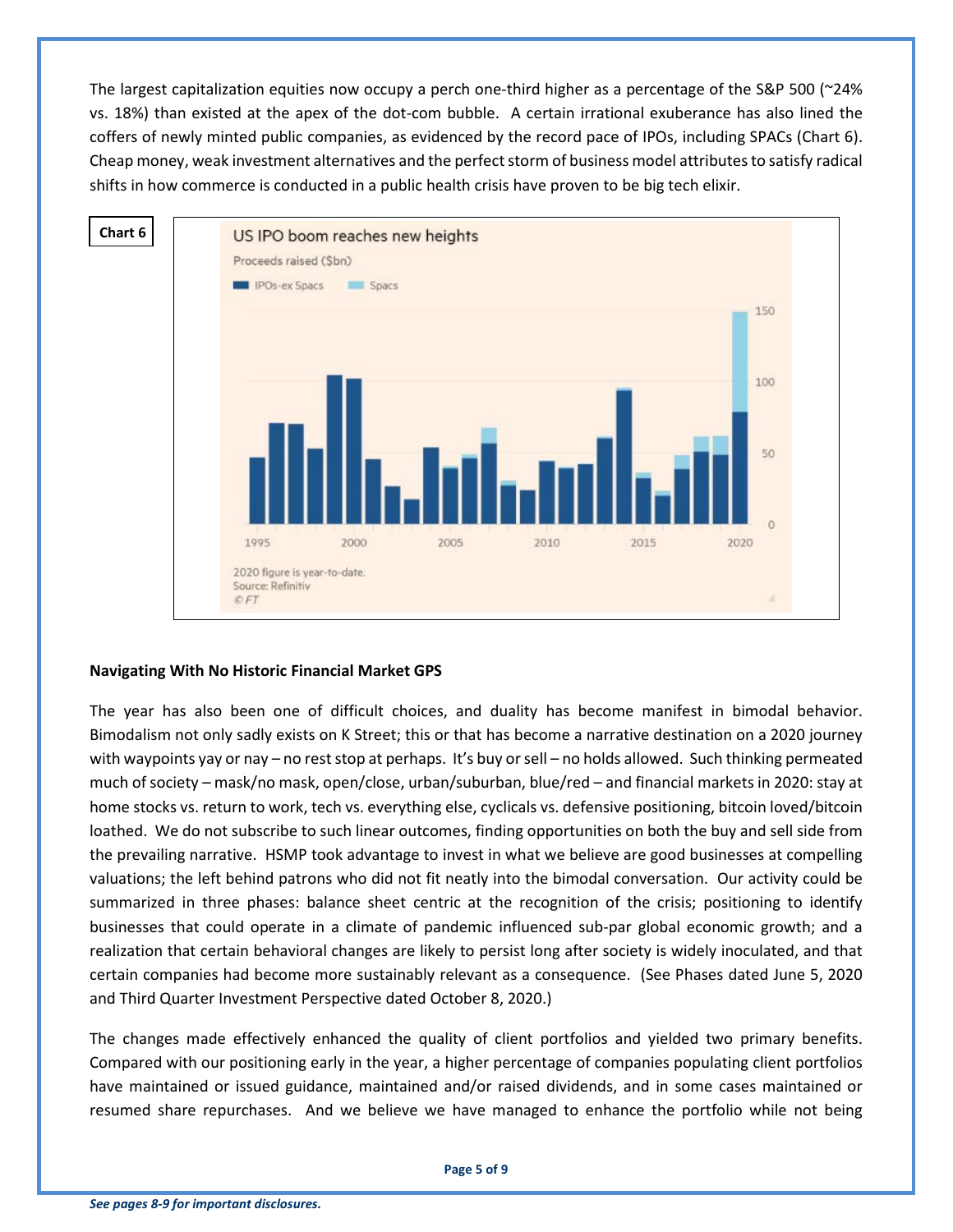The largest capitalization equities now occupy a perch one-third higher as a percentage of the S&P 500 (~24% vs. 18%) than existed at the apex of the dot-com bubble. A certain irrational exuberance has also lined the coffers of newly minted public companies, as evidenced by the record pace of IPOs, including SPACs (Chart 6). Cheap money, weak investment alternatives and the perfect storm of business model attributes to satisfy radical shifts in how commerce is conducted in a public health crisis have proven to be big tech elixir.

**Chart 6**

US IPO boom reaches new heights

Proceeds raised ($bn)

IPOs-ex Spacs | Spacs

2020 figure is year-to-date.
Source: Refinitiv
© FT

**Navigating With No Historic Financial Market GPS**

The year has also been one of difficult choices, and duality has become manifest in bimodal behavior. Bimodalism not only sadly exists on K Street; this or that has become a narrative destination on a 2020 journey with waypoints yay or nay – no rest stop at perhaps. It's buy or sell – no holds allowed. Such thinking permeated much of society – mask/no mask, open/close, urban/suburban, blue/red – and financial markets in 2020: stay at home stocks vs. return to work, tech vs. everything else, cyclicals vs. defensive positioning, bitcoin loved/bitcoin loathed. We do not subscribe to such linear outcomes, finding opportunities on both the buy and sell side from the prevailing narrative. HSMP took advantage to invest in what we believe are good businesses at compelling valuations; the left behind patrons who did not fit neatly into the bimodal conversation. Our activity could be summarized in three phases: balance sheet centric at the recognition of the crisis; positioning to identify businesses that could operate in a climate of pandemic influenced sub-par global economic growth; and a realization that certain behavioral changes are likely to persist long after society is widely inoculated, and that certain companies had become more sustainably relevant as a consequence. (See Phases dated June 5, 2020 and Third Quarter Investment Perspective dated October 8, 2020.)

The changes made effectively enhanced the quality of client portfolios and yielded two primary benefits. Compared with our positioning early in the year, a higher percentage of companies populating client portfolios have maintained or issued guidance, maintained and/or raised dividends, and in some cases maintained or resumed share repurchases. And we believe we have managed to enhance the portfolio while not being

*See pages 8-9 for important disclosures.*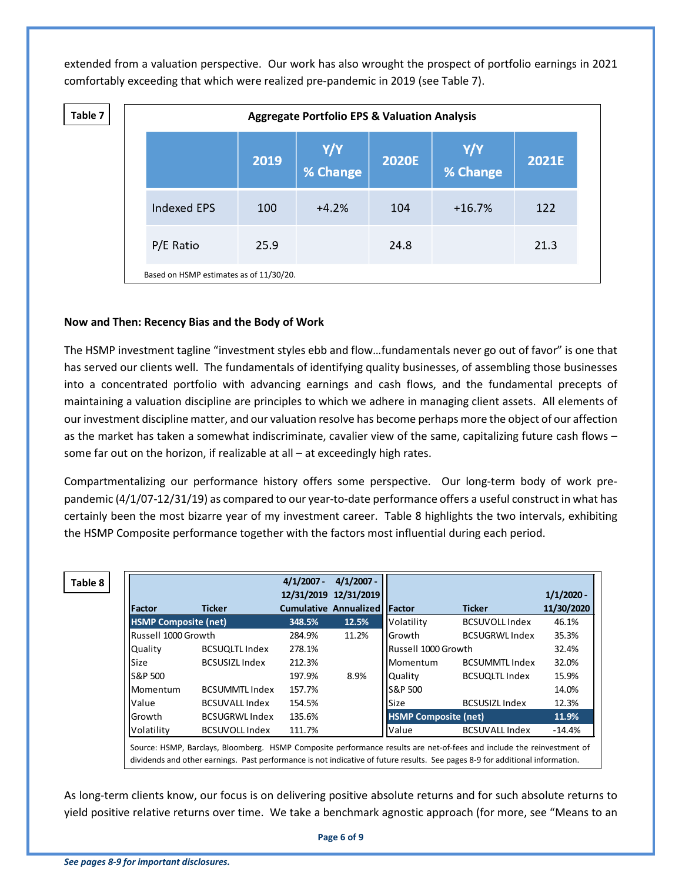extended from a valuation perspective. Our work has also wrought the prospect of portfolio earnings in 2021 comfortably exceeding that which were realized pre-pandemic in 2019 (see Table 7).

**Table 7**

**Aggregate Portfolio EPS & Valuation Analysis**

| | 2019 | Y/Y % Change | 2020E | Y/Y % Change | 2021E |
|---|---|---|---|---|---|
| Indexed EPS | 100 | +4.2% | 104 | +16.7% | 122 |
| P/E Ratio | 25.9 | | 24.8 | | 21.3 |

Based on HSMP estimates as of 11/30/20.

**Now and Then: Recency Bias and the Body of Work**

The HSMP investment tagline "investment styles ebb and flow…fundamentals never go out of favor" is one that has served our clients well. The fundamentals of identifying quality businesses, of assembling those businesses into a concentrated portfolio with advancing earnings and cash flows, and the fundamental precepts of maintaining a valuation discipline are principles to which we adhere in managing client assets. All elements of our investment discipline matter, and our valuation resolve has become perhaps more the object of our affection as the market has taken a somewhat indiscriminate, cavalier view of the same, capitalizing future cash flows – some far out on the horizon, if realizable at all – at exceedingly high rates.

Compartmentalizing our performance history offers some perspective. Our long-term body of work pre-pandemic (4/1/07-12/31/19) as compared to our year-to-date performance offers a useful construct in what has certainly been the most bizarre year of my investment career. Table 8 highlights the two intervals, exhibiting the HSMP Composite performance together with the factors most influential during each period.

**Table 8**

| Factor | Ticker | 4/1/2007 - 12/31/2019 Cumulative | 4/1/2007 - 12/31/2019 Annualized |
|---|---|---|---|
| **HSMP Composite (net)** | | **348.5%** | **12.5%** |
| Russell 1000 Growth | | 284.9% | 11.2% |
| Quality | BCSUQLTL Index | 278.1% | |
| Size | BCSUSIZL Index | 212.3% | |
| S&P 500 | | 197.9% | 8.9% |
| Momentum | BCSUMMTL Index | 157.7% | |
| Value | BCSUVALL Index | 154.5% | |
| Growth | BCSUGRWL Index | 135.6% | |
| Volatility | BCSUVOLL Index | 111.7% | |

| Factor | Ticker | 1/1/2020 - 11/30/2020 |
|---|---|---|
| Volatility | BCSUVOLL Index | 46.1% |
| Growth | BCSUGRWL Index | 35.3% |
| Russell 1000 Growth | | 32.4% |
| Momentum | BCSUMMTL Index | 32.0% |
| Quality | BCSUQLTL Index | 15.9% |
| S&P 500 | | 14.0% |
| Size | BCSUSIZL Index | 12.3% |
| **HSMP Composite (net)** | | **11.9%** |
| Value | BCSUVALL Index | -14.4% |

Source: HSMP, Barclays, Bloomberg. HSMP Composite performance results are net-of-fees and include the reinvestment of dividends and other earnings. Past performance is not indicative of future results. See pages 8-9 for additional information.

As long-term clients know, our focus is on delivering positive absolute returns and for such absolute returns to yield positive relative returns over time. We take a benchmark agnostic approach (for more, see "Means to an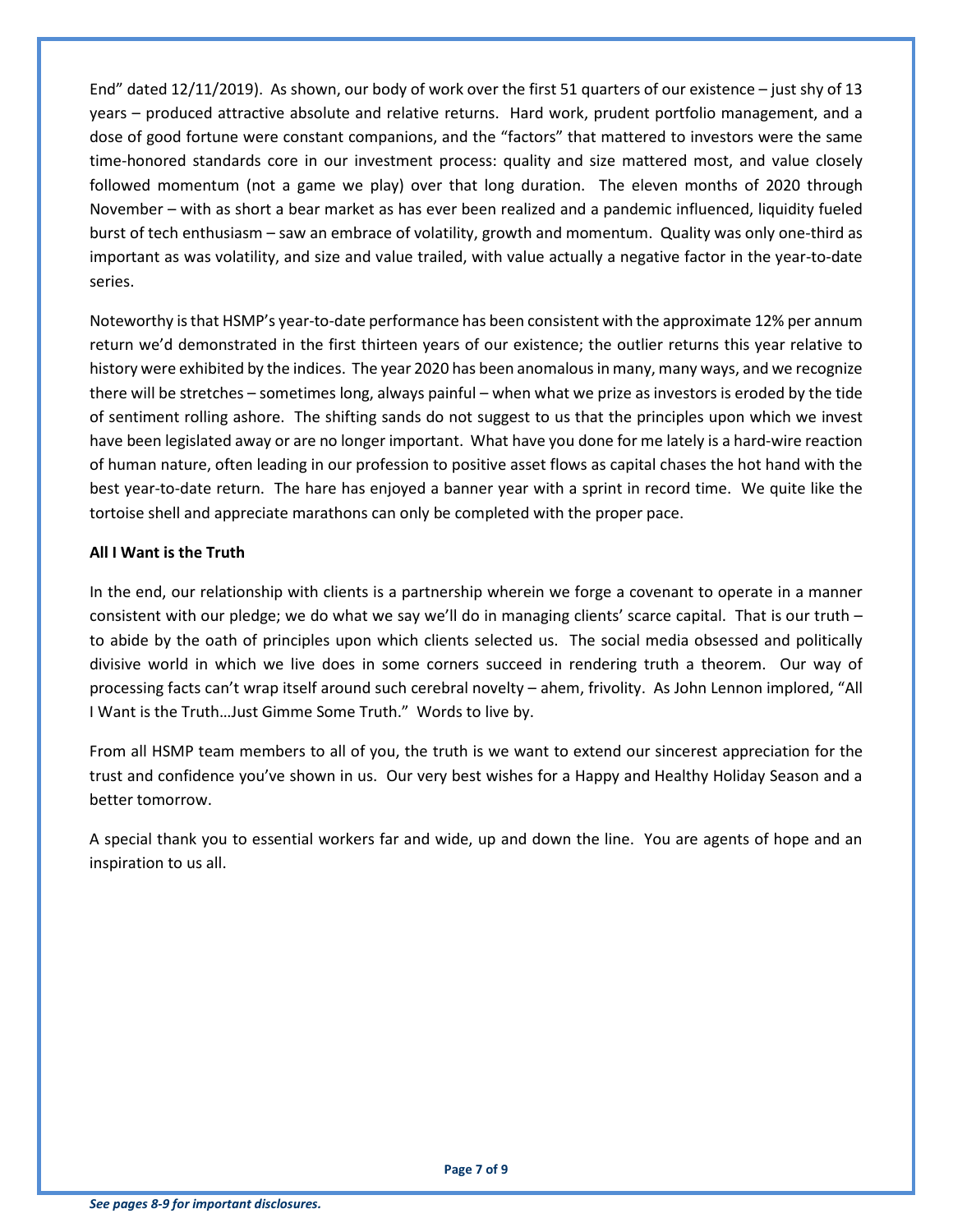End" dated 12/11/2019). As shown, our body of work over the first 51 quarters of our existence – just shy of 13 years – produced attractive absolute and relative returns. Hard work, prudent portfolio management, and a dose of good fortune were constant companions, and the "factors" that mattered to investors were the same time-honored standards core in our investment process: quality and size mattered most, and value closely followed momentum (not a game we play) over that long duration. The eleven months of 2020 through November – with as short a bear market as has ever been realized and a pandemic influenced, liquidity fueled burst of tech enthusiasm – saw an embrace of volatility, growth and momentum. Quality was only one-third as important as was volatility, and size and value trailed, with value actually a negative factor in the year-to-date series.

Noteworthy is that HSMP's year-to-date performance has been consistent with the approximate 12% per annum return we'd demonstrated in the first thirteen years of our existence; the outlier returns this year relative to history were exhibited by the indices. The year 2020 has been anomalous in many, many ways, and we recognize there will be stretches – sometimes long, always painful – when what we prize as investors is eroded by the tide of sentiment rolling ashore. The shifting sands do not suggest to us that the principles upon which we invest have been legislated away or are no longer important. What have you done for me lately is a hard-wire reaction of human nature, often leading in our profession to positive asset flows as capital chases the hot hand with the best year-to-date return. The hare has enjoyed a banner year with a sprint in record time. We quite like the tortoise shell and appreciate marathons can only be completed with the proper pace.

**All I Want is the Truth**

In the end, our relationship with clients is a partnership wherein we forge a covenant to operate in a manner consistent with our pledge; we do what we say we'll do in managing clients' scarce capital. That is our truth – to abide by the oath of principles upon which clients selected us. The social media obsessed and politically divisive world in which we live does in some corners succeed in rendering truth a theorem. Our way of processing facts can't wrap itself around such cerebral novelty – ahem, frivolity. As John Lennon implored, "All I Want is the Truth…Just Gimme Some Truth." Words to live by.

From all HSMP team members to all of you, the truth is we want to extend our sincerest appreciation for the trust and confidence you've shown in us. Our very best wishes for a Happy and Healthy Holiday Season and a better tomorrow.

A special thank you to essential workers far and wide, up and down the line. You are agents of hope and an inspiration to us all.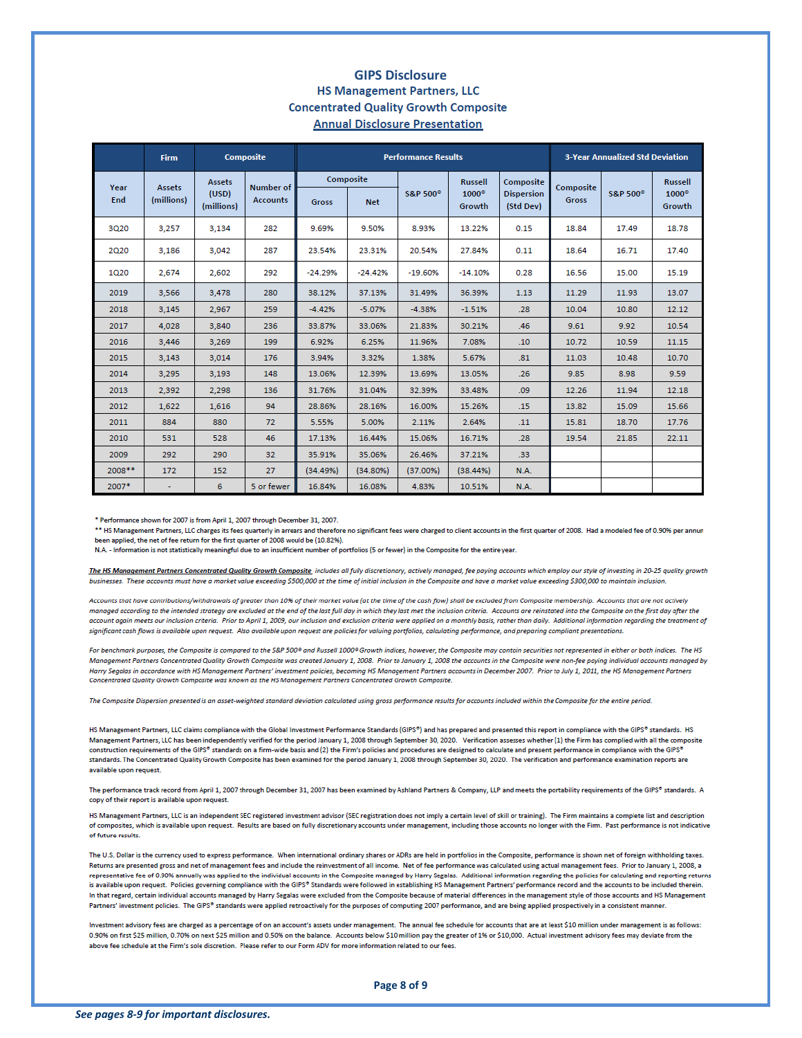# GIPS Disclosure

## HS Management Partners, LLC

## Concentrated Quality Growth Composite

## Annual Disclosure Presentation

| | Firm | Composite | | Performance Results | | | | | 3-Year Annualized Std Deviation | | |
|---|---|---|---|---|---|---|---|---|---|---|---|
| Year End | Assets (millions) | Assets (USD) (millions) | Number of Accounts | Composite Gross | Composite Net | S&P 500® | Russell 1000® Growth | Composite Dispersion (Std Dev) | Composite Gross | S&P 500® | Russell 1000® Growth |
| 3Q20 | 3,257 | 3,134 | 282 | 9.69% | 9.50% | 8.93% | 13.22% | 0.15 | 18.84 | 17.49 | 18.78 |
| 2Q20 | 3,186 | 3,042 | 287 | 23.54% | 23.31% | 20.54% | 27.84% | 0.11 | 18.64 | 16.71 | 17.40 |
| 1Q20 | 2,674 | 2,602 | 292 | -24.29% | -24.42% | -19.60% | -14.10% | 0.28 | 16.56 | 15.00 | 15.19 |
| 2019 | 3,566 | 3,478 | 280 | 38.12% | 37.13% | 31.49% | 36.39% | 1.13 | 11.29 | 11.93 | 13.07 |
| 2018 | 3,145 | 2,967 | 259 | -4.42% | -5.07% | -4.38% | -1.51% | .28 | 10.04 | 10.80 | 12.12 |
| 2017 | 4,028 | 3,840 | 236 | 33.87% | 33.06% | 21.83% | 30.21% | .46 | 9.61 | 9.92 | 10.54 |
| 2016 | 3,446 | 3,269 | 199 | 6.92% | 6.25% | 11.96% | 7.08% | .10 | 10.72 | 10.59 | 11.15 |
| 2015 | 3,143 | 3,014 | 176 | 3.94% | 3.32% | 1.38% | 5.67% | .81 | 11.03 | 10.48 | 10.70 |
| 2014 | 3,295 | 3,193 | 148 | 13.06% | 12.39% | 13.69% | 13.05% | .26 | 9.85 | 8.98 | 9.59 |
| 2013 | 2,392 | 2,298 | 136 | 31.76% | 31.04% | 32.39% | 33.48% | .09 | 12.26 | 11.94 | 12.18 |
| 2012 | 1,622 | 1,616 | 94 | 28.86% | 28.16% | 16.00% | 15.26% | .15 | 13.82 | 15.09 | 15.66 |
| 2011 | 884 | 880 | 72 | 5.55% | 5.00% | 2.11% | 2.64% | .11 | 15.81 | 18.70 | 17.76 |
| 2010 | 531 | 528 | 46 | 17.13% | 16.44% | 15.06% | 16.71% | .28 | 19.54 | 21.85 | 22.11 |
| 2009 | 292 | 290 | 32 | 35.91% | 35.06% | 26.46% | 37.21% | .33 | | | |
| 2008** | 172 | 152 | 27 | (34.49%) | (34.80%) | (37.00%) | (38.44%) | N.A. | | | |
| 2007* | - | 6 | 5 or fewer | 16.84% | 16.08% | 4.83% | 10.51% | N.A. | | | |

\* Performance shown for 2007 is from April 1, 2007 through December 31, 2007.

\*\* HS Management Partners, LLC charges its fees quarterly in arrears and therefore no significant fees were charged to client accounts in the first quarter of 2008. Had a modeled fee of 0.90% per annum been applied, the net of fee return for the first quarter of 2008 would be (10.82%).

N.A. - Information is not statistically meaningful due to an insufficient number of portfolios (5 or fewer) in the Composite for the entire year.

*<u>The HS Management Partners Concentrated Quality Growth Composite</u> includes all fully discretionary, actively managed, fee paying accounts which employ our style of investing in 20-25 quality growth businesses. These accounts must have a market value exceeding $500,000 at the time of initial inclusion in the Composite and have a market value exceeding $300,000 to maintain inclusion.*

*Accounts that have contributions/withdrawals of greater than 10% of their market value (at the time of the cash flow) shall be excluded from Composite membership. Accounts that are not actively managed according to the intended strategy are excluded at the end of the last full day in which they last met the inclusion criteria. Accounts are reinstated into the Composite on the first day after the account again meets our inclusion criteria. Prior to April 1, 2009, our inclusion and exclusion criteria were applied on a monthly basis, rather than daily. Additional information regarding the treatment of significant cash flows is available upon request. Also available upon request are policies for valuing portfolios, calculating performance, and preparing compliant presentations.*

*For benchmark purposes, the Composite is compared to the S&P 500® and Russell 1000® Growth indices, however, the Composite may contain securities not represented in either or both indices. The HS Management Partners Concentrated Quality Growth Composite was created January 1, 2008. Prior to January 1, 2008 the accounts in the Composite were non-fee paying individual accounts managed by Harry Segalas in accordance with HS Management Partners' investment policies, becoming HS Management Partners accounts in December 2007. Prior to July 1, 2011, the HS Management Partners Concentrated Quality Growth Composite was known as the HS Management Partners Concentrated Growth Composite.*

*The Composite Dispersion presented is an asset-weighted standard deviation calculated using gross performance results for accounts included within the Composite for the entire period.*

HS Management Partners, LLC claims compliance with the Global Investment Performance Standards (GIPS®) and has prepared and presented this report in compliance with the GIPS® standards. HS Management Partners, LLC has been independently verified for the period January 1, 2008 through September 30, 2020. Verification assesses whether (1) the Firm has complied with all the composite construction requirements of the GIPS® standards on a firm-wide basis and (2) the Firm's policies and procedures are designed to calculate and present performance in compliance with the GIPS® standards. The Concentrated Quality Growth Composite has been examined for the period January 1, 2008 through September 30, 2020. The verification and performance examination reports are available upon request.

The performance track record from April 1, 2007 through December 31, 2007 has been examined by Ashland Partners & Company, LLP and meets the portability requirements of the GIPS® standards. A copy of their report is available upon request.

HS Management Partners, LLC is an independent SEC registered investment advisor (SEC registration does not imply a certain level of skill or training). The Firm maintains a complete list and description of composites, which is available upon request. Results are based on fully discretionary accounts under management, including those accounts no longer with the Firm. Past performance is not indicative of future results.

The U.S. Dollar is the currency used to express performance. When international ordinary shares or ADRs are held in portfolios in the Composite, performance is shown net of foreign withholding taxes. Returns are presented gross and net of management fees and include the reinvestment of all income. Net of fee performance was calculated using actual management fees. Prior to January 1, 2008, a representative fee of 0.90% annually was applied to the individual accounts in the Composite managed by Harry Segalas. Additional information regarding the policies for calculating and reporting returns is available upon request. Policies governing compliance with the GIPS® Standards were followed in establishing HS Management Partners' performance record and the accounts to be included therein. In that regard, certain individual accounts managed by Harry Segalas were excluded from the Composite because of material differences in the management style of those accounts and HS Management Partners' investment policies. The GIPS® standards were applied retroactively for the purposes of computing 2007 performance, and are being applied prospectively in a consistent manner.

Investment advisory fees are charged as a percentage of on an account's assets under management. The annual fee schedule for accounts that are at least $10 million under management is as follows: 0.90% on first $25 million, 0.70% on next $25 million and 0.50% on the balance. Accounts below $10 million pay the greater of 1% or $10,000. Actual investment advisory fees may deviate from the above fee schedule at the Firm's sole discretion. Please refer to our Form ADV for more information related to our fees.

*See pages 8-9 for important disclosures.*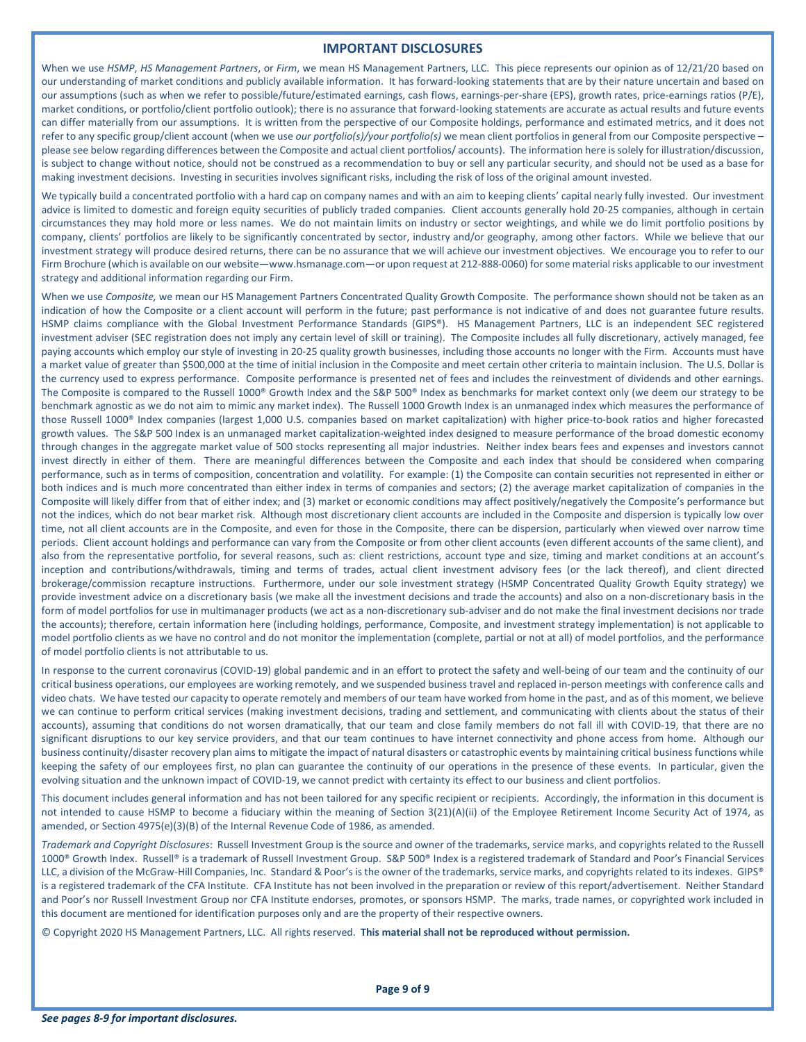## IMPORTANT DISCLOSURES

When we use *HSMP*, *HS Management Partners*, or *Firm*, we mean HS Management Partners, LLC. This piece represents our opinion as of 12/21/20 based on our understanding of market conditions and publicly available information. It has forward-looking statements that are by their nature uncertain and based on our assumptions (such as when we refer to possible/future/estimated earnings, cash flows, earnings-per-share (EPS), growth rates, price-earnings ratios (P/E), market conditions, or portfolio/client portfolio outlook); there is no assurance that forward-looking statements are accurate as actual results and future events can differ materially from our assumptions. It is written from the perspective of our Composite holdings, performance and estimated metrics, and it does not refer to any specific group/client account (when we use *our portfolio(s)/your portfolio(s)* we mean client portfolios in general from our Composite perspective – please see below regarding differences between the Composite and actual client portfolios/ accounts). The information here is solely for illustration/discussion, is subject to change without notice, should not be construed as a recommendation to buy or sell any particular security, and should not be used as a base for making investment decisions. Investing in securities involves significant risks, including the risk of loss of the original amount invested.

We typically build a concentrated portfolio with a hard cap on company names and with an aim to keeping clients' capital nearly fully invested. Our investment advice is limited to domestic and foreign equity securities of publicly traded companies. Client accounts generally hold 20-25 companies, although in certain circumstances they may hold more or less names. We do not maintain limits on industry or sector weightings, and while we do limit portfolio positions by company, clients' portfolios are likely to be significantly concentrated by sector, industry and/or geography, among other factors. While we believe that our investment strategy will produce desired returns, there can be no assurance that we will achieve our investment objectives. We encourage you to refer to our Firm Brochure (which is available on our website—www.hsmanage.com—or upon request at 212-888-0060) for some material risks applicable to our investment strategy and additional information regarding our Firm.

When we use *Composite*, we mean our HS Management Partners Concentrated Quality Growth Composite. The performance shown should not be taken as an indication of how the Composite or a client account will perform in the future; past performance is not indicative of and does not guarantee future results. HSMP claims compliance with the Global Investment Performance Standards (GIPS®). HS Management Partners, LLC is an independent SEC registered investment adviser (SEC registration does not imply any certain level of skill or training). The Composite includes all fully discretionary, actively managed, fee paying accounts which employ our style of investing in 20-25 quality growth businesses, including those accounts no longer with the Firm. Accounts must have a market value of greater than $500,000 at the time of initial inclusion in the Composite and meet certain other criteria to maintain inclusion. The U.S. Dollar is the currency used to express performance. Composite performance is presented net of fees and includes the reinvestment of dividends and other earnings. The Composite is compared to the Russell 1000® Growth Index and the S&P 500® Index as benchmarks for market context only (we deem our strategy to be benchmark agnostic as we do not aim to mimic any market index). The Russell 1000 Growth Index is an unmanaged index which measures the performance of those Russell 1000® Index companies (largest 1,000 U.S. companies based on market capitalization) with higher price-to-book ratios and higher forecasted growth values. The S&P 500 Index is an unmanaged market capitalization-weighted index designed to measure performance of the broad domestic economy through changes in the aggregate market value of 500 stocks representing all major industries. Neither index bears fees and expenses and investors cannot invest directly in either of them. There are meaningful differences between the Composite and each index that should be considered when comparing performance, such as in terms of composition, concentration and volatility. For example: (1) the Composite can contain securities not represented in either or both indices and is much more concentrated than either index in terms of companies and sectors; (2) the average market capitalization of companies in the Composite will likely differ from that of either index; and (3) market or economic conditions may affect positively/negatively the Composite's performance but not the indices, which do not bear market risk. Although most discretionary client accounts are included in the Composite and dispersion is typically low over time, not all client accounts are in the Composite, and even for those in the Composite, there can be dispersion, particularly when viewed over narrow time periods. Client account holdings and performance can vary from the Composite or from other client accounts (even different accounts of the same client), and also from the representative portfolio, for several reasons, such as: client restrictions, account type and size, timing and market conditions at an account's inception and contributions/withdrawals, timing and terms of trades, actual client investment advisory fees (or the lack thereof), and client directed brokerage/commission recapture instructions. Furthermore, under our sole investment strategy (HSMP Concentrated Quality Growth Equity strategy) we provide investment advice on a discretionary basis (we make all the investment decisions and trade the accounts) and also on a non-discretionary basis in the form of model portfolios for use in multimanager products (we act as a non-discretionary sub-adviser and do not make the final investment decisions nor trade the accounts); therefore, certain information here (including holdings, performance, Composite, and investment strategy implementation) is not applicable to model portfolio clients as we have no control and do not monitor the implementation (complete, partial or not at all) of model portfolios, and the performance of model portfolio clients is not attributable to us.

In response to the current coronavirus (COVID-19) global pandemic and in an effort to protect the safety and well-being of our team and the continuity of our critical business operations, our employees are working remotely, and we suspended business travel and replaced in-person meetings with conference calls and video chats. We have tested our capacity to operate remotely and members of our team have worked from home in the past, and as of this moment, we believe we can continue to perform critical services (making investment decisions, trading and settlement, and communicating with clients about the status of their accounts), assuming that conditions do not worsen dramatically, that our team and close family members do not fall ill with COVID-19, that there are no significant disruptions to our key service providers, and that our team continues to have internet connectivity and phone access from home. Although our business continuity/disaster recovery plan aims to mitigate the impact of natural disasters or catastrophic events by maintaining critical business functions while keeping the safety of our employees first, no plan can guarantee the continuity of our operations in the presence of these events. In particular, given the evolving situation and the unknown impact of COVID-19, we cannot predict with certainty its effect to our business and client portfolios.

This document includes general information and has not been tailored for any specific recipient or recipients. Accordingly, the information in this document is not intended to cause HSMP to become a fiduciary within the meaning of Section 3(21)(A)(ii) of the Employee Retirement Income Security Act of 1974, as amended, or Section 4975(e)(3)(B) of the Internal Revenue Code of 1986, as amended.

*Trademark and Copyright Disclosures*: Russell Investment Group is the source and owner of the trademarks, service marks, and copyrights related to the Russell 1000® Growth Index. Russell® is a trademark of Russell Investment Group. S&P 500® Index is a registered trademark of Standard and Poor's Financial Services LLC, a division of the McGraw-Hill Companies, Inc. Standard & Poor's is the owner of the trademarks, service marks, and copyrights related to its indexes. GIPS® is a registered trademark of the CFA Institute. CFA Institute has not been involved in the preparation or review of this report/advertisement. Neither Standard and Poor's nor Russell Investment Group nor CFA Institute endorses, promotes, or sponsors HSMP. The marks, trade names, or copyrighted work included in this document are mentioned for identification purposes only and are the property of their respective owners.

© Copyright 2020 HS Management Partners, LLC. All rights reserved. **This material shall not be reproduced without permission.**

***See pages 8-9 for important disclosures.***